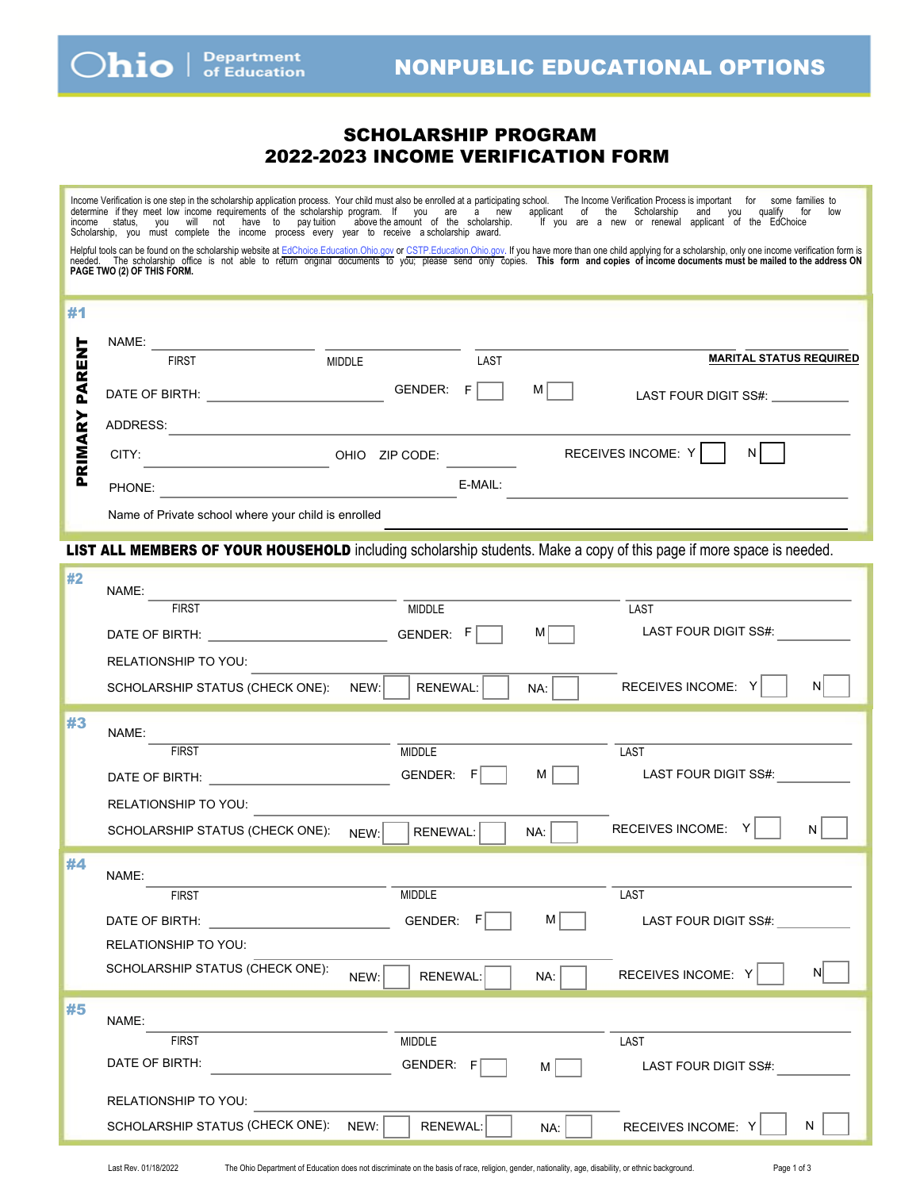Ohio | Department of Education

# NONPUBLIC EDUCATIONAL OPTIONS

## SCHOLARSHIP PROGRAM
## 2022-2023 INCOME VERIFICATION FORM

Income Verification is one step in the scholarship application process. Your child must also be enrolled at a participating school. The Income Verification Process is important for some families to determine if they meet low income requirements of the scholarship program. If you are a new applicant of the Scholarship and you qualify for low income status, you will not have to pay tuition above the amount of the scholarship. If you are a new or renewal applicant of the EdChoice Scholarship, you must complete the income process every year to receive a scholarship award.

Helpful tools can be found on the scholarship website at EdChoice.Education.Ohio.gov or CSTP.Education.Ohio.gov. If you have more than one child applying for a scholarship, only one income verification form is needed. The scholarship office is not able to return original documents to you; please send only copies. **This form and copies of income documents must be mailed to the address ON PAGE TWO (2) OF THIS FORM.**

### #1 PRIMARY PARENT

NAME: ______________ ______________ ______________ ______________
FIRST MIDDLE LAST **MARITAL STATUS REQUIRED**

DATE OF BIRTH: ______________ GENDER: F ☐ M ☐ LAST FOUR DIGIT SS#: ________

ADDRESS: ______________________________________________

CITY: ______________ OHIO ZIP CODE: ________ RECEIVES INCOME: Y ☐ N ☐

PHONE: ______________ E-MAIL: ______________

Name of Private school where your child is enrolled ______________

**LIST ALL MEMBERS OF YOUR HOUSEHOLD** including scholarship students. Make a copy of this page if more space is needed.

### #2

NAME: ______________ ______________ ______________
FIRST MIDDLE LAST

DATE OF BIRTH: ______________ GENDER: F ☐ M ☐ LAST FOUR DIGIT SS#: ________

RELATIONSHIP TO YOU: ______________

SCHOLARSHIP STATUS (CHECK ONE): NEW: ☐ RENEWAL: ☐ NA: ☐ RECEIVES INCOME: Y ☐ N ☐

### #3

NAME: ______________ ______________ ______________
FIRST MIDDLE LAST

DATE OF BIRTH: ______________ GENDER: F ☐ M ☐ LAST FOUR DIGIT SS#: ________

RELATIONSHIP TO YOU: ______________

SCHOLARSHIP STATUS (CHECK ONE): NEW: ☐ RENEWAL: ☐ NA: ☐ RECEIVES INCOME: Y ☐ N ☐

### #4

NAME: ______________ ______________ ______________
FIRST MIDDLE LAST

DATE OF BIRTH: ______________ GENDER: F ☐ M ☐ LAST FOUR DIGIT SS#: ________

RELATIONSHIP TO YOU: ______________

SCHOLARSHIP STATUS (CHECK ONE): NEW: ☐ RENEWAL: ☐ NA: ☐ RECEIVES INCOME: Y ☐ N ☐

### #5

NAME: ______________ ______________ ______________
FIRST MIDDLE LAST

DATE OF BIRTH: ______________ GENDER: F ☐ M ☐ LAST FOUR DIGIT SS#: ________

RELATIONSHIP TO YOU: ______________

SCHOLARSHIP STATUS (CHECK ONE): NEW: ☐ RENEWAL: ☐ NA: ☐ RECEIVES INCOME: Y ☐ N ☐

Last Rev. 01/18/2022 The Ohio Department of Education does not discriminate on the basis of race, religion, gender, nationality, age, disability, or ethnic background.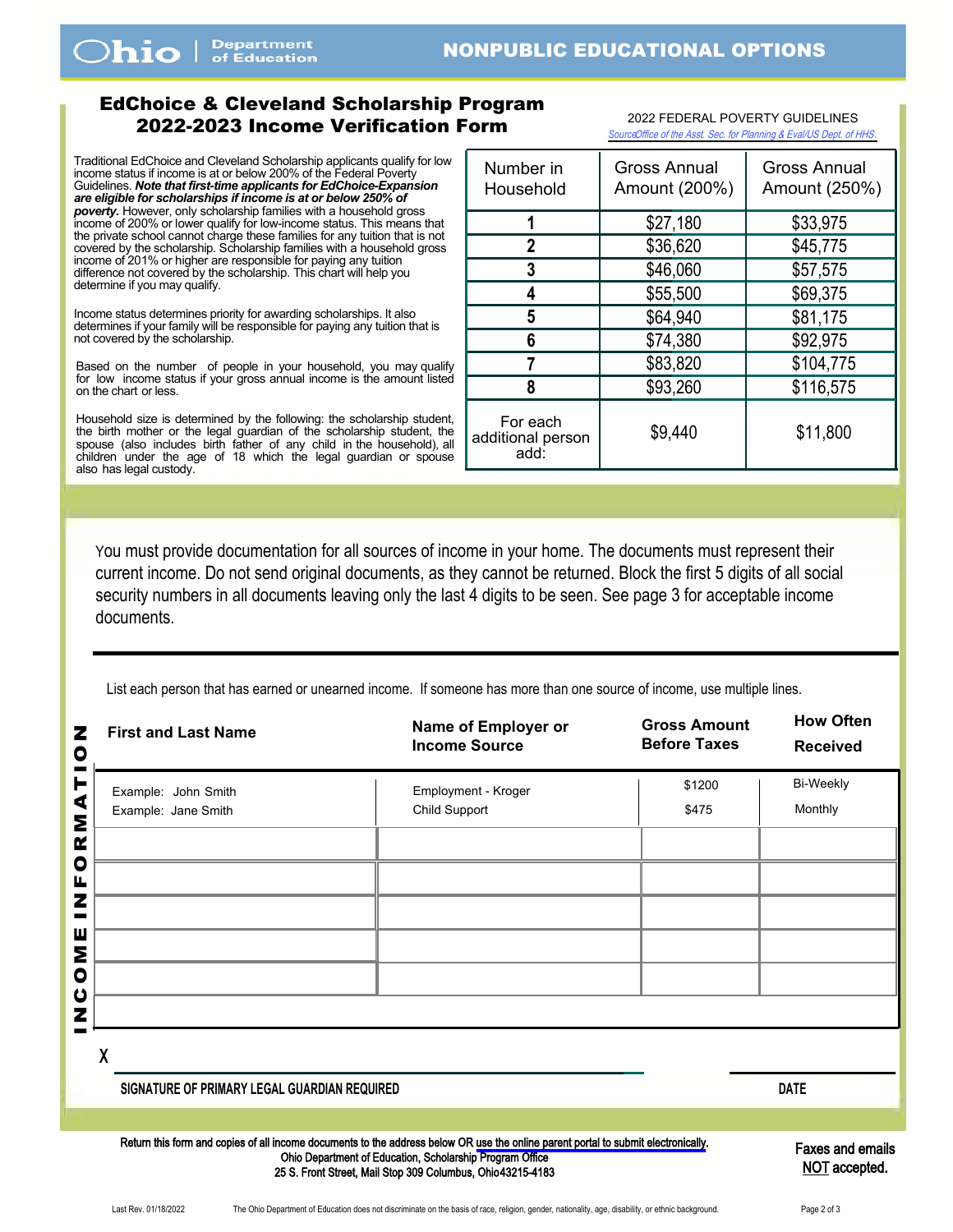Ohio | Department of Education

# NONPUBLIC EDUCATIONAL OPTIONS

## EdChoice & Cleveland Scholarship Program 2022-2023 Income Verification Form

Traditional EdChoice and Cleveland Scholarship applicants qualify for low income status if income is at or below 200% of the Federal Poverty Guidelines. ***Note that first-time applicants for EdChoice-Expansion are eligible for scholarships if income is at or below 250% of poverty.*** However, only scholarship families with a household gross income of 200% or lower qualify for low-income status. This means that the private school cannot charge these families for any tuition that is not covered by the scholarship. Scholarship families with a household gross income of 201% or higher are responsible for paying any tuition difference not covered by the scholarship. This chart will help you determine if you may qualify.

Income status determines priority for awarding scholarships. It also determines if your family will be responsible for paying any tuition that is not covered by the scholarship.

Based on the number of people in your household, you may qualify for low income status if your gross annual income is the amount listed on the chart or less.

Household size is determined by the following: the scholarship student, the birth mother or the legal guardian of the scholarship student, the spouse (also includes birth father of any child in the household), all children under the age of 18 which the legal guardian or spouse also has legal custody.

2022 FEDERAL POVERTY GUIDELINES

Source: Office of the Asst. Sec. for Planning & Eval/US Dept. of HHS.

| Number in Household | Gross Annual Amount (200%) | Gross Annual Amount (250%) |
|---|---|---|
| 1 | $27,180 | $33,975 |
| 2 | $36,620 | $45,775 |
| 3 | $46,060 | $57,575 |
| 4 | $55,500 | $69,375 |
| 5 | $64,940 | $81,175 |
| 6 | $74,380 | $92,975 |
| 7 | $83,820 | $104,775 |
| 8 | $93,260 | $116,575 |
| For each additional person add: | $9,440 | $11,800 |

You must provide documentation for all sources of income in your home. The documents must represent their current income. Do not send original documents, as they cannot be returned. Block the first 5 digits of all social security numbers in all documents leaving only the last 4 digits to be seen. See page 3 for acceptable income documents.

## INCOME INFORMATION

List each person that has earned or unearned income. If someone has more than one source of income, use multiple lines.

| First and Last Name | Name of Employer or Income Source | Gross Amount Before Taxes | How Often Received |
|---|---|---|---|
| Example: John Smith | Employment - Kroger | $1200 | Bi-Weekly |
| Example: Jane Smith | Child Support | $475 | Monthly |
| | | | |
| | | | |
| | | | |
| | | | |
| | | | |

X ______________________________ ______________

SIGNATURE OF PRIMARY LEGAL GUARDIAN REQUIRED — DATE

Return this form and copies of all income documents to the address below OR use the online parent portal to submit electronically.
Ohio Department of Education, Scholarship Program Office
25 S. Front Street, Mail Stop 309 Columbus, Ohio43215-4183

Faxes and emails NOT accepted.

Last Rev. 01/18/2022 The Ohio Department of Education does not discriminate on the basis of race, religion, gender, nationality, age, disability, or ethnic background.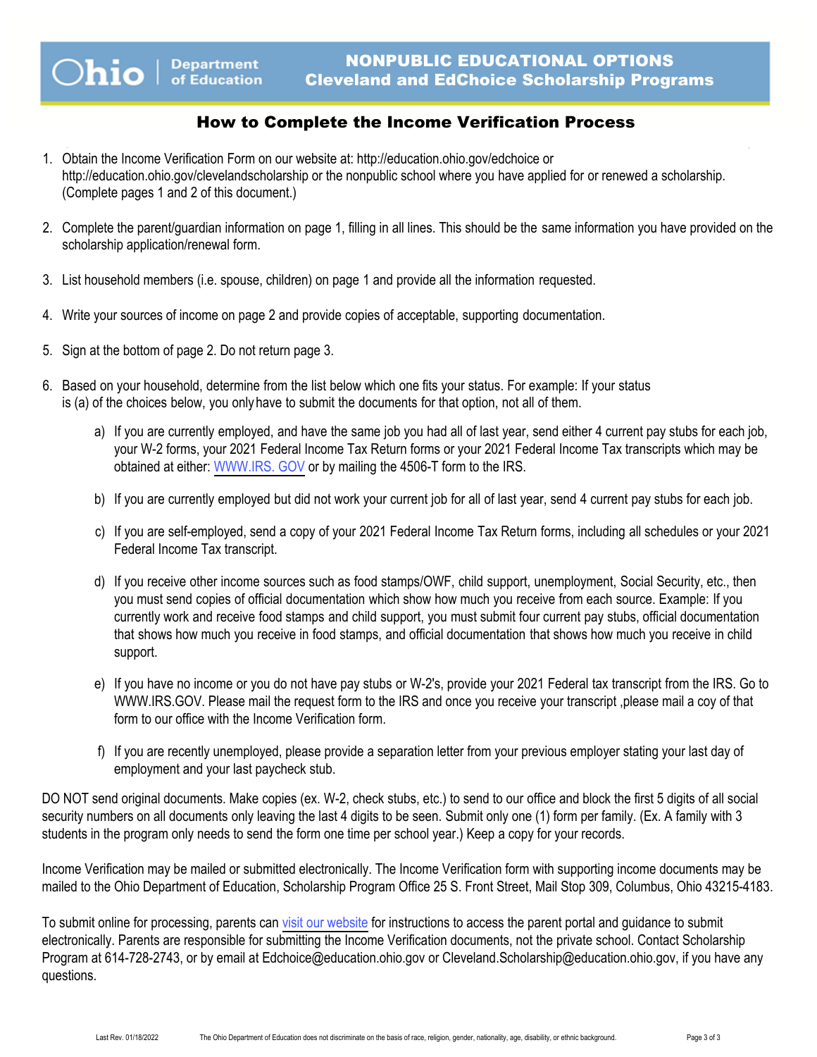# NONPUBLIC EDUCATIONAL OPTIONS
## Cleveland and EdChoice Scholarship Programs

## How to Complete the Income Verification Process

1. Obtain the Income Verification Form on our website at: http://education.ohio.gov/edchoice or http://education.ohio.gov/clevelandscholarship or the nonpublic school where you have applied for or renewed a scholarship. (Complete pages 1 and 2 of this document.)

2. Complete the parent/guardian information on page 1, filling in all lines. This should be the same information you have provided on the scholarship application/renewal form.

3. List household members (i.e. spouse, children) on page 1 and provide all the information requested.

4. Write your sources of income on page 2 and provide copies of acceptable, supporting documentation.

5. Sign at the bottom of page 2. Do not return page 3.

6. Based on your household, determine from the list below which one fits your status. For example: If your status is (a) of the choices below, you only have to submit the documents for that option, not all of them.

   a) If you are currently employed, and have the same job you had all of last year, send either 4 current pay stubs for each job, your W-2 forms, your 2021 Federal Income Tax Return forms or your 2021 Federal Income Tax transcripts which may be obtained at either: WWW.IRS. GOV or by mailing the 4506-T form to the IRS.

   b) If you are currently employed but did not work your current job for all of last year, send 4 current pay stubs for each job.

   c) If you are self-employed, send a copy of your 2021 Federal Income Tax Return forms, including all schedules or your 2021 Federal Income Tax transcript.

   d) If you receive other income sources such as food stamps/OWF, child support, unemployment, Social Security, etc., then you must send copies of official documentation which show how much you receive from each source. Example: If you currently work and receive food stamps and child support, you must submit four current pay stubs, official documentation that shows how much you receive in food stamps, and official documentation that shows how much you receive in child support.

   e) If you have no income or you do not have pay stubs or W-2's, provide your 2021 Federal tax transcript from the IRS. Go to WWW.IRS.GOV. Please mail the request form to the IRS and once you receive your transcript ,please mail a coy of that form to our office with the Income Verification form.

   f) If you are recently unemployed, please provide a separation letter from your previous employer stating your last day of employment and your last paycheck stub.

DO NOT send original documents. Make copies (ex. W-2, check stubs, etc.) to send to our office and block the first 5 digits of all social security numbers on all documents only leaving the last 4 digits to be seen. Submit only one (1) form per family. (Ex. A family with 3 students in the program only needs to send the form one time per school year.) Keep a copy for your records.

Income Verification may be mailed or submitted electronically. The Income Verification form with supporting income documents may be mailed to the Ohio Department of Education, Scholarship Program Office 25 S. Front Street, Mail Stop 309, Columbus, Ohio 43215-4183.

To submit online for processing, parents can visit our website for instructions to access the parent portal and guidance to submit electronically. Parents are responsible for submitting the Income Verification documents, not the private school. Contact Scholarship Program at 614-728-2743, or by email at Edchoice@education.ohio.gov or Cleveland.Scholarship@education.ohio.gov, if you have any questions.

Last Rev. 01/18/2022 The Ohio Department of Education does not discriminate on the basis of race, religion, gender, nationality, age, disability, or ethnic background.